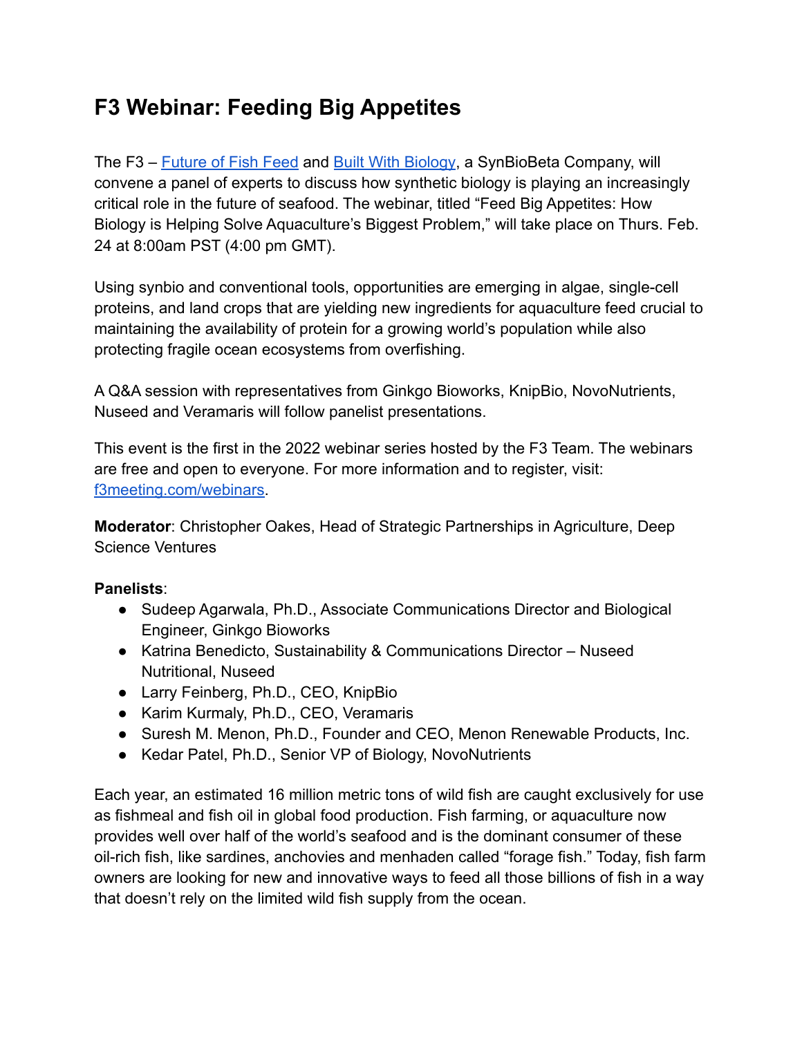# F3 Webinar: Feeding Big Appetites

The F3 – [Future of Fish Feed](#) and [Built With Biology](#), a SynBioBeta Company, will convene a panel of experts to discuss how synthetic biology is playing an increasingly critical role in the future of seafood. The webinar, titled "Feed Big Appetites: How Biology is Helping Solve Aquaculture's Biggest Problem," will take place on Thurs. Feb. 24 at 8:00am PST (4:00 pm GMT).

Using synbio and conventional tools, opportunities are emerging in algae, single-cell proteins, and land crops that are yielding new ingredients for aquaculture feed crucial to maintaining the availability of protein for a growing world's population while also protecting fragile ocean ecosystems from overfishing.

A Q&A session with representatives from Ginkgo Bioworks, KnipBio, NovoNutrients, Nuseed and Veramaris will follow panelist presentations.

This event is the first in the 2022 webinar series hosted by the F3 Team. The webinars are free and open to everyone. For more information and to register, visit: [f3meeting.com/webinars](#).

**Moderator**: Christopher Oakes, Head of Strategic Partnerships in Agriculture, Deep Science Ventures

**Panelists**:

- Sudeep Agarwala, Ph.D., Associate Communications Director and Biological Engineer, Ginkgo Bioworks
- Katrina Benedicto, Sustainability & Communications Director – Nuseed Nutritional, Nuseed
- Larry Feinberg, Ph.D., CEO, KnipBio
- Karim Kurmaly, Ph.D., CEO, Veramaris
- Suresh M. Menon, Ph.D., Founder and CEO, Menon Renewable Products, Inc.
- Kedar Patel, Ph.D., Senior VP of Biology, NovoNutrients

Each year, an estimated 16 million metric tons of wild fish are caught exclusively for use as fishmeal and fish oil in global food production. Fish farming, or aquaculture now provides well over half of the world's seafood and is the dominant consumer of these oil-rich fish, like sardines, anchovies and menhaden called "forage fish." Today, fish farm owners are looking for new and innovative ways to feed all those billions of fish in a way that doesn't rely on the limited wild fish supply from the ocean.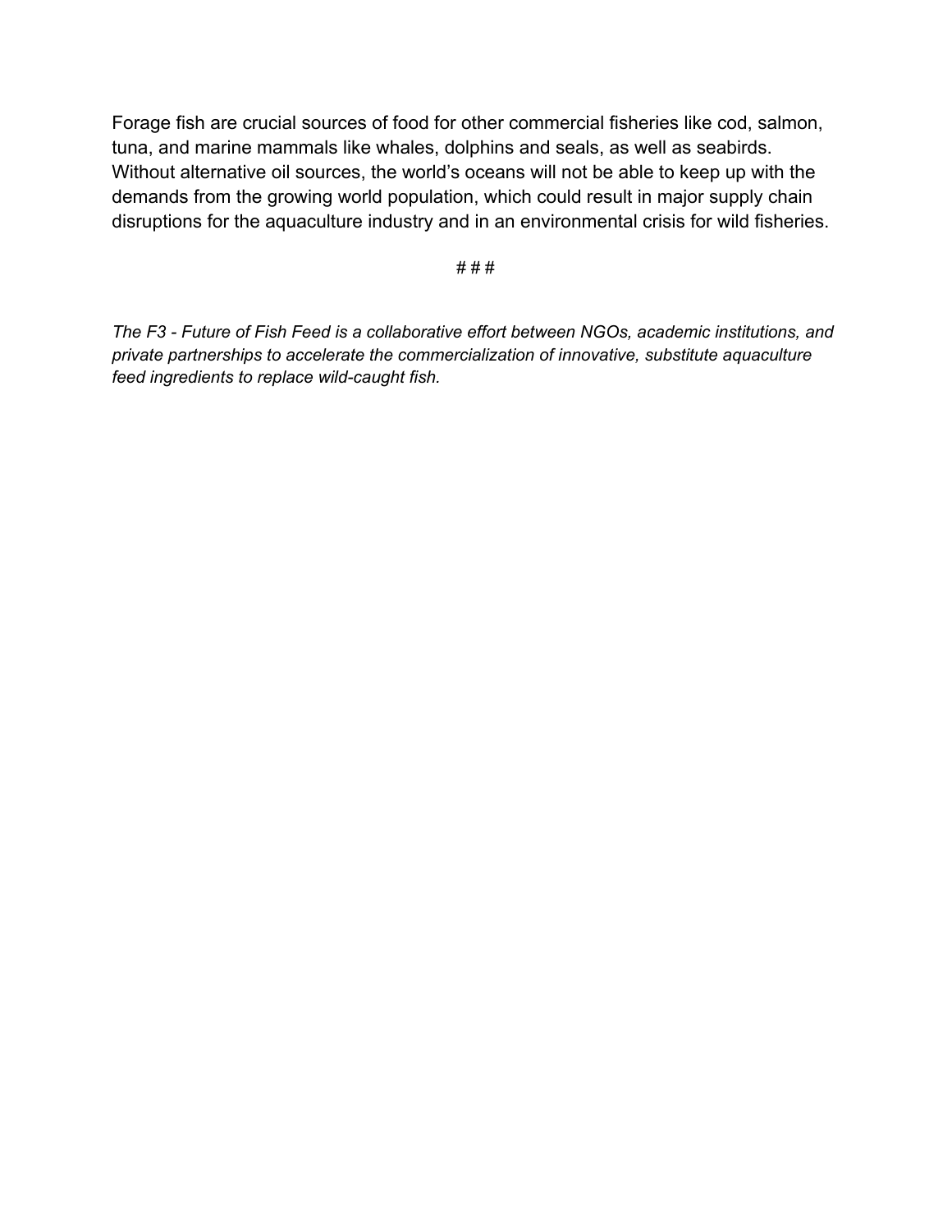Forage fish are crucial sources of food for other commercial fisheries like cod, salmon, tuna, and marine mammals like whales, dolphins and seals, as well as seabirds. Without alternative oil sources, the world's oceans will not be able to keep up with the demands from the growing world population, which could result in major supply chain disruptions for the aquaculture industry and in an environmental crisis for wild fisheries.

# # #

*The F3 - Future of Fish Feed is a collaborative effort between NGOs, academic institutions, and private partnerships to accelerate the commercialization of innovative, substitute aquaculture feed ingredients to replace wild-caught fish.*